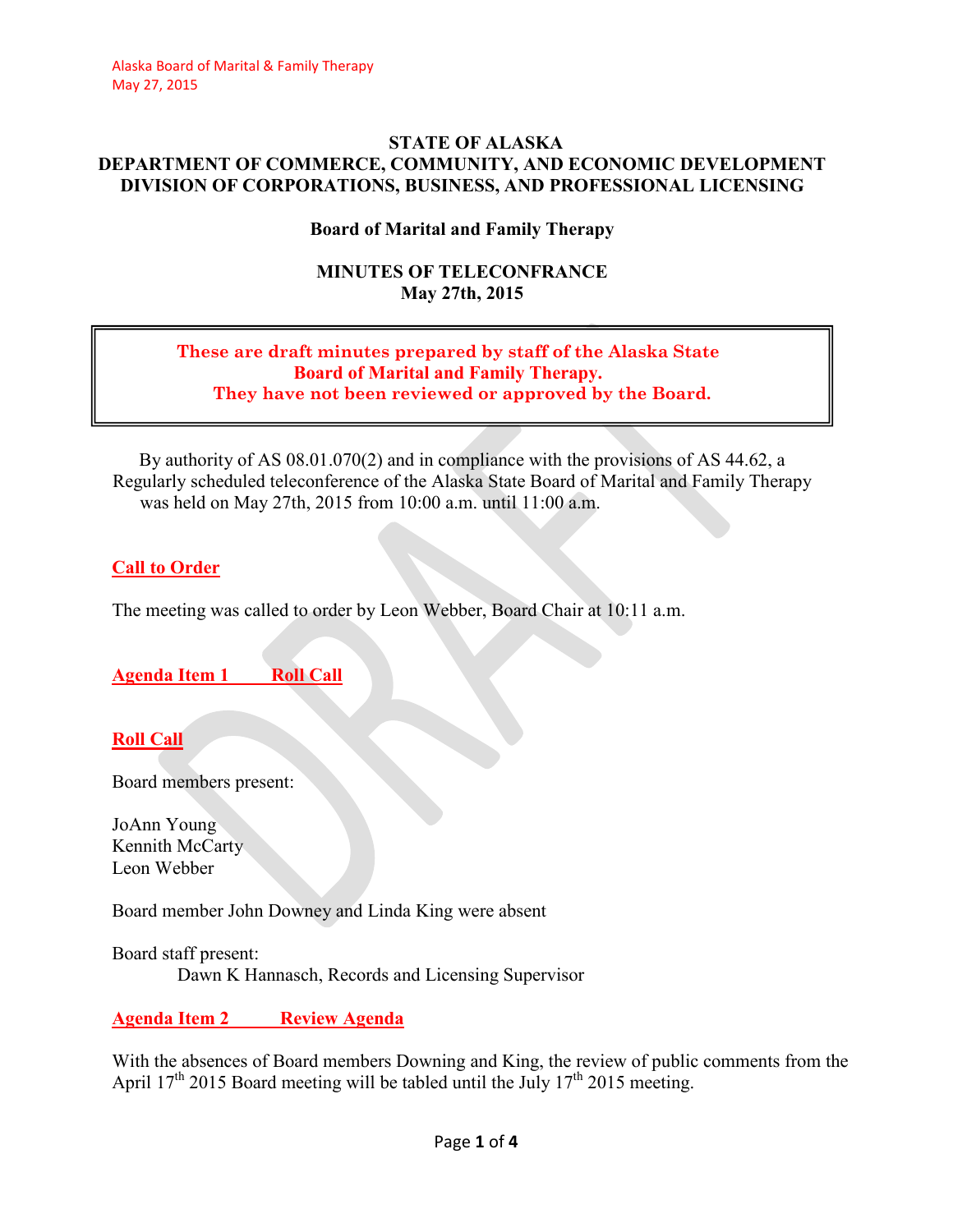# STATE OF ALASKA
# DEPARTMENT OF COMMERCE, COMMUNITY, AND ECONOMIC DEVELOPMENT
# DIVISION OF CORPORATIONS, BUSINESS, AND PROFESSIONAL LICENSING

## Board of Marital and Family Therapy

## MINUTES OF TELECONFRANCE
## May 27th, 2015

**These are draft minutes prepared by staff of the Alaska State Board of Marital and Family Therapy. They have not been reviewed or approved by the Board.**

By authority of AS 08.01.070(2) and in compliance with the provisions of AS 44.62, a Regularly scheduled teleconference of the Alaska State Board of Marital and Family Therapy was held on May 27th, 2015 from 10:00 a.m. until 11:00 a.m.

### Call to Order

The meeting was called to order by Leon Webber, Board Chair at 10:11 a.m.

### Agenda Item 1 Roll Call

### Roll Call

Board members present:

JoAnn Young
Kennith McCarty
Leon Webber

Board member John Downey and Linda King were absent

Board staff present:
Dawn K Hannasch, Records and Licensing Supervisor

### Agenda Item 2 Review Agenda

With the absences of Board members Downing and King, the review of public comments from the April 17th 2015 Board meeting will be tabled until the July 17th 2015 meeting.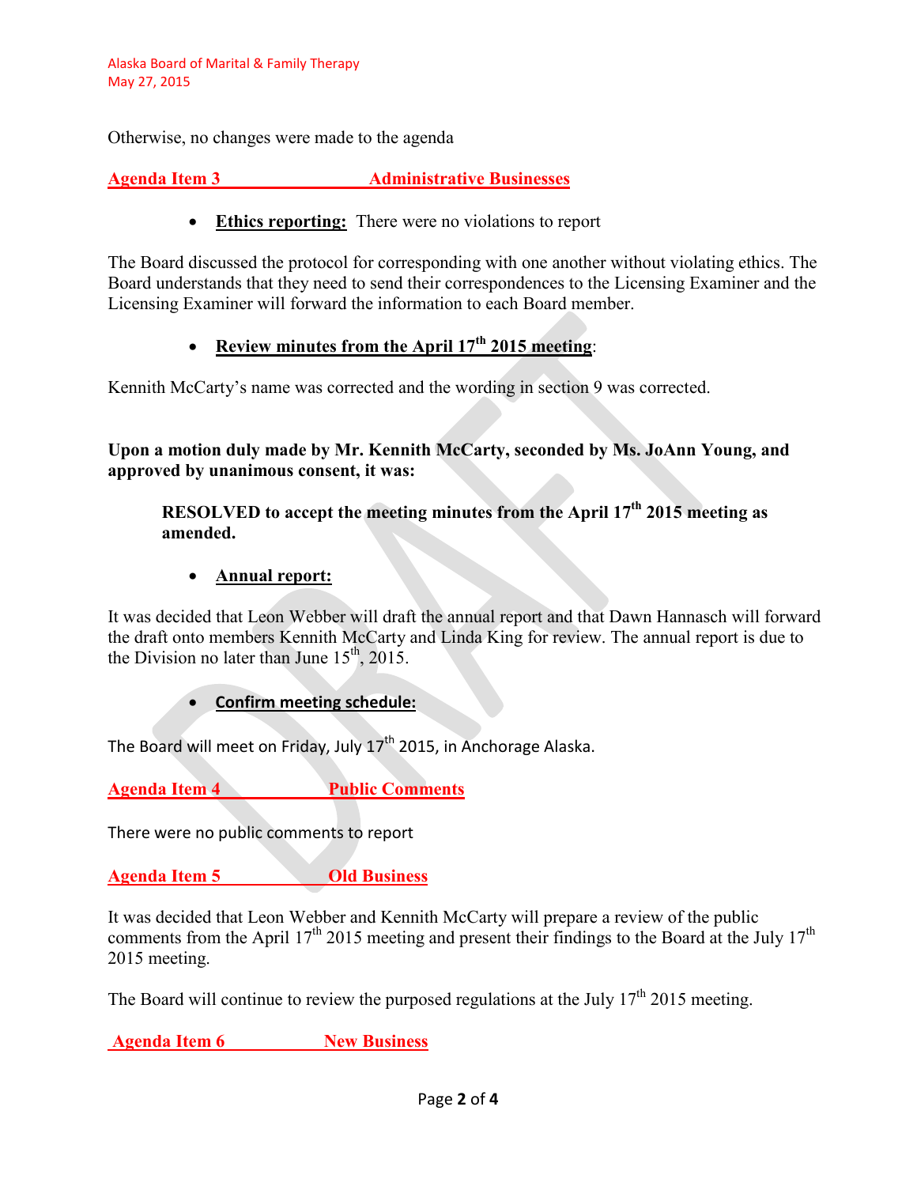Otherwise, no changes were made to the agenda

## Agenda Item 3 Administrative Businesses

- **Ethics reporting:** There were no violations to report

The Board discussed the protocol for corresponding with one another without violating ethics. The Board understands that they need to send their correspondences to the Licensing Examiner and the Licensing Examiner will forward the information to each Board member.

- **Review minutes from the April 17th 2015 meeting**:

Kennith McCarty's name was corrected and the wording in section 9 was corrected.

**Upon a motion duly made by Mr. Kennith McCarty, seconded by Ms. JoAnn Young, and approved by unanimous consent, it was:**

> **RESOLVED to accept the meeting minutes from the April 17th 2015 meeting as amended.**

- **Annual report:**

It was decided that Leon Webber will draft the annual report and that Dawn Hannasch will forward the draft onto members Kennith McCarty and Linda King for review. The annual report is due to the Division no later than June 15th, 2015.

- **Confirm meeting schedule:**

The Board will meet on Friday, July 17th 2015, in Anchorage Alaska.

## Agenda Item 4 Public Comments

There were no public comments to report

## Agenda Item 5 Old Business

It was decided that Leon Webber and Kennith McCarty will prepare a review of the public comments from the April 17th 2015 meeting and present their findings to the Board at the July 17th 2015 meeting.

The Board will continue to review the purposed regulations at the July 17th 2015 meeting.

## Agenda Item 6 New Business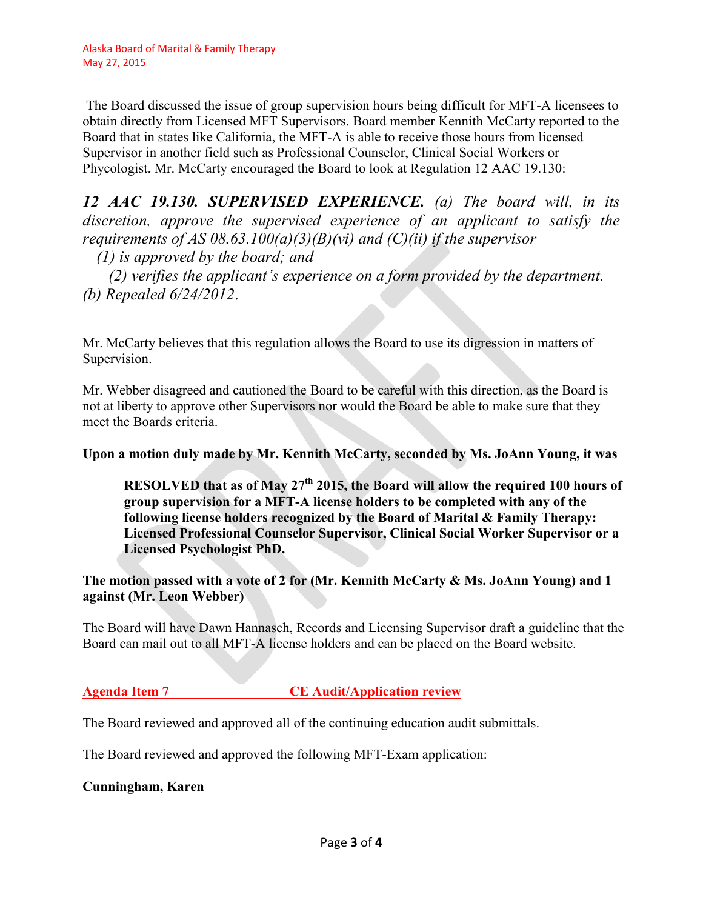The Board discussed the issue of group supervision hours being difficult for MFT-A licensees to obtain directly from Licensed MFT Supervisors. Board member Kennith McCarty reported to the Board that in states like California, the MFT-A is able to receive those hours from licensed Supervisor in another field such as Professional Counselor, Clinical Social Workers or Phycologist. Mr. McCarty encouraged the Board to look at Regulation 12 AAC 19.130:

***12 AAC 19.130. SUPERVISED EXPERIENCE.*** *(a) The board will, in its discretion, approve the supervised experience of an applicant to satisfy the requirements of AS 08.63.100(a)(3)(B)(vi) and (C)(ii) if the supervisor*

*(1) is approved by the board; and*

*(2) verifies the applicant's experience on a form provided by the department.*

*(b) Repealed 6/24/2012*.

Mr. McCarty believes that this regulation allows the Board to use its digression in matters of Supervision.

Mr. Webber disagreed and cautioned the Board to be careful with this direction, as the Board is not at liberty to approve other Supervisors nor would the Board be able to make sure that they meet the Boards criteria.

**Upon a motion duly made by Mr. Kennith McCarty, seconded by Ms. JoAnn Young, it was**

> **RESOLVED that as of May 27th 2015, the Board will allow the required 100 hours of group supervision for a MFT-A license holders to be completed with any of the following license holders recognized by the Board of Marital & Family Therapy: Licensed Professional Counselor Supervisor, Clinical Social Worker Supervisor or a Licensed Psychologist PhD.**

**The motion passed with a vote of 2 for (Mr. Kennith McCarty & Ms. JoAnn Young) and 1 against (Mr. Leon Webber)**

The Board will have Dawn Hannasch, Records and Licensing Supervisor draft a guideline that the Board can mail out to all MFT-A license holders and can be placed on the Board website.

## Agenda Item 7 CE Audit/Application review

The Board reviewed and approved all of the continuing education audit submittals.

The Board reviewed and approved the following MFT-Exam application:

**Cunningham, Karen**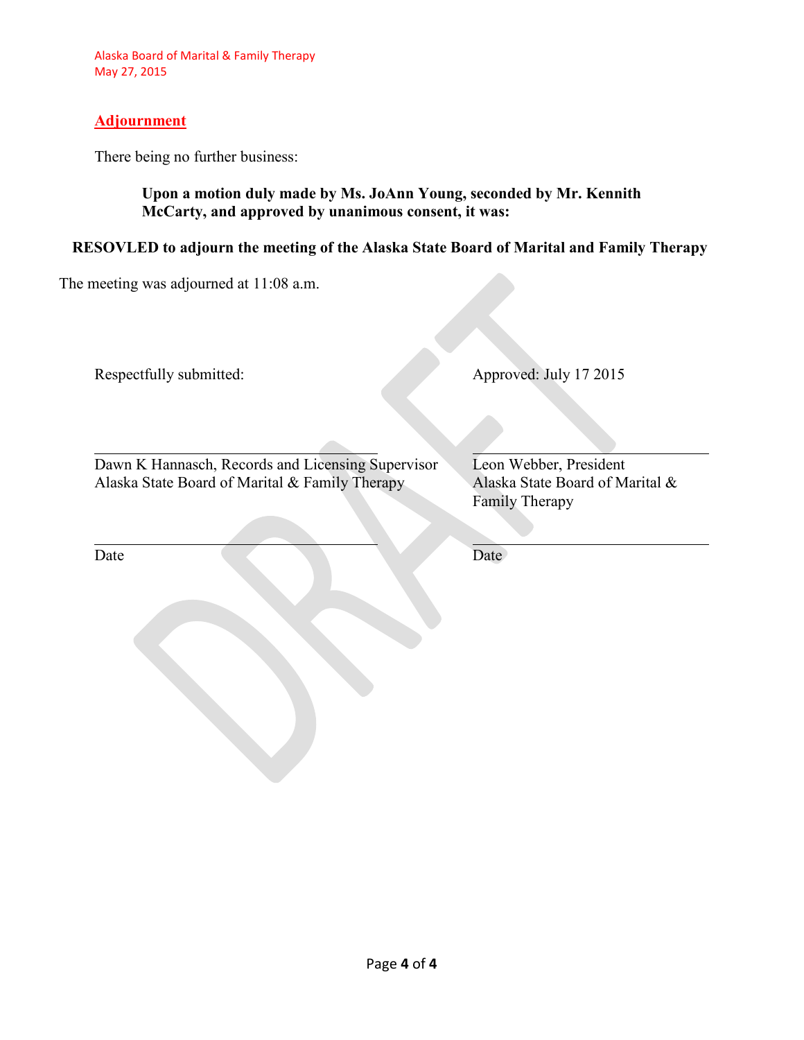## Adjournment

There being no further business:

> **Upon a motion duly made by Ms. JoAnn Young, seconded by Mr. Kennith McCarty, and approved by unanimous consent, it was:**

**RESOVLED to adjourn the meeting of the Alaska State Board of Marital and Family Therapy**

The meeting was adjourned at 11:08 a.m.

Respectfully submitted:

\_\_\_\_\_\_\_\_\_\_\_\_\_\_\_\_\_\_\_\_\_\_\_\_\_\_\_\_\_\_

Dawn K Hannasch, Records and Licensing Supervisor
Alaska State Board of Marital & Family Therapy

\_\_\_\_\_\_\_\_\_\_\_\_\_\_\_\_\_\_\_\_\_\_\_\_\_\_\_\_\_\_

Date

Approved: July 17 2015

\_\_\_\_\_\_\_\_\_\_\_\_\_\_\_\_\_\_\_\_\_\_\_\_\_\_\_\_\_\_

Leon Webber, President
Alaska State Board of Marital & Family Therapy

\_\_\_\_\_\_\_\_\_\_\_\_\_\_\_\_\_\_\_\_\_\_\_\_\_\_\_\_\_\_

Date

DRAFT